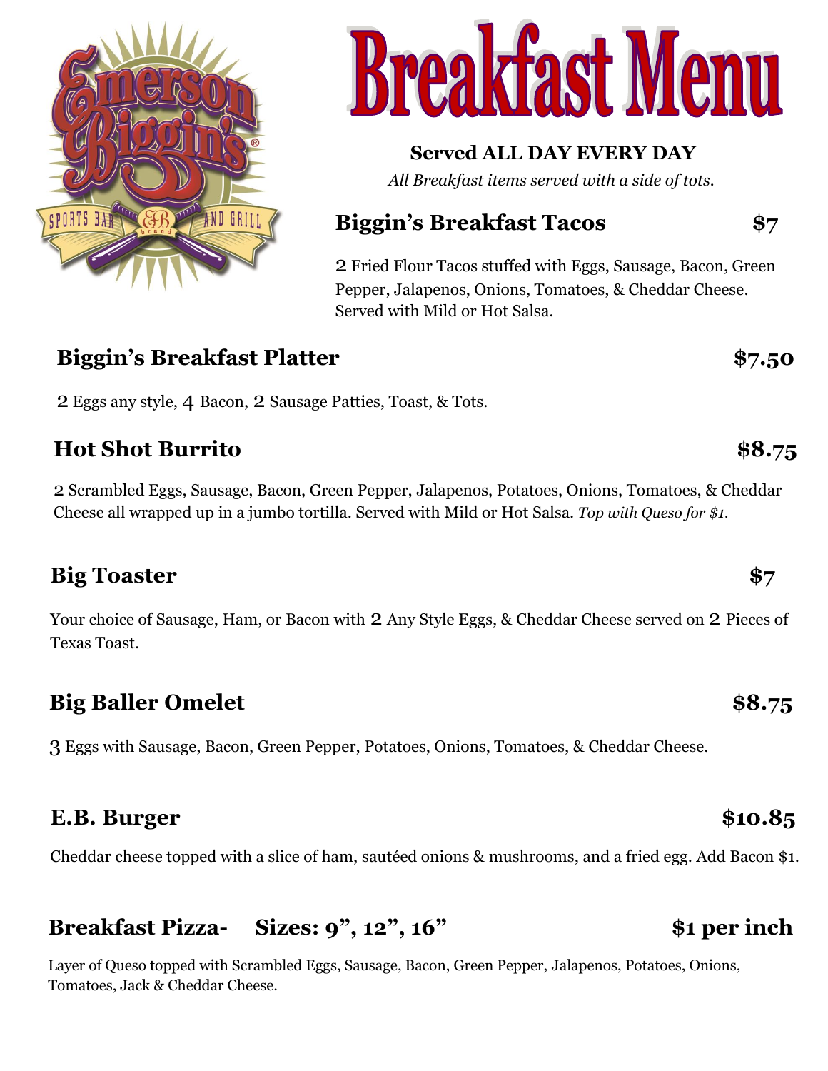Emerson Biggin's® SPORTS BAR AND GRILL

# Breakfast Menu

**Served ALL DAY EVERY DAY**

*All Breakfast items served with a side of tots.*

## Biggin's Breakfast Tacos — $7

2 Fried Flour Tacos stuffed with Eggs, Sausage, Bacon, Green Pepper, Jalapenos, Onions, Tomatoes, & Cheddar Cheese. Served with Mild or Hot Salsa.

## Biggin's Breakfast Platter — $7.50

2 Eggs any style, 4 Bacon, 2 Sausage Patties, Toast, & Tots.

## Hot Shot Burrito — $8.75

2 Scrambled Eggs, Sausage, Bacon, Green Pepper, Jalapenos, Potatoes, Onions, Tomatoes, & Cheddar Cheese all wrapped up in a jumbo tortilla. Served with Mild or Hot Salsa. *Top with Queso for $1.*

## Big Toaster — $7

Your choice of Sausage, Ham, or Bacon with 2 Any Style Eggs, & Cheddar Cheese served on 2 Pieces of Texas Toast.

## Big Baller Omelet — $8.75

3 Eggs with Sausage, Bacon, Green Pepper, Potatoes, Onions, Tomatoes, & Cheddar Cheese.

## E.B. Burger — $10.85

Cheddar cheese topped with a slice of ham, sautéed onions & mushrooms, and a fried egg. Add Bacon $1.

## Breakfast Pizza- Sizes: 9", 12", 16" — $1 per inch

Layer of Queso topped with Scrambled Eggs, Sausage, Bacon, Green Pepper, Jalapenos, Potatoes, Onions, Tomatoes, Jack & Cheddar Cheese.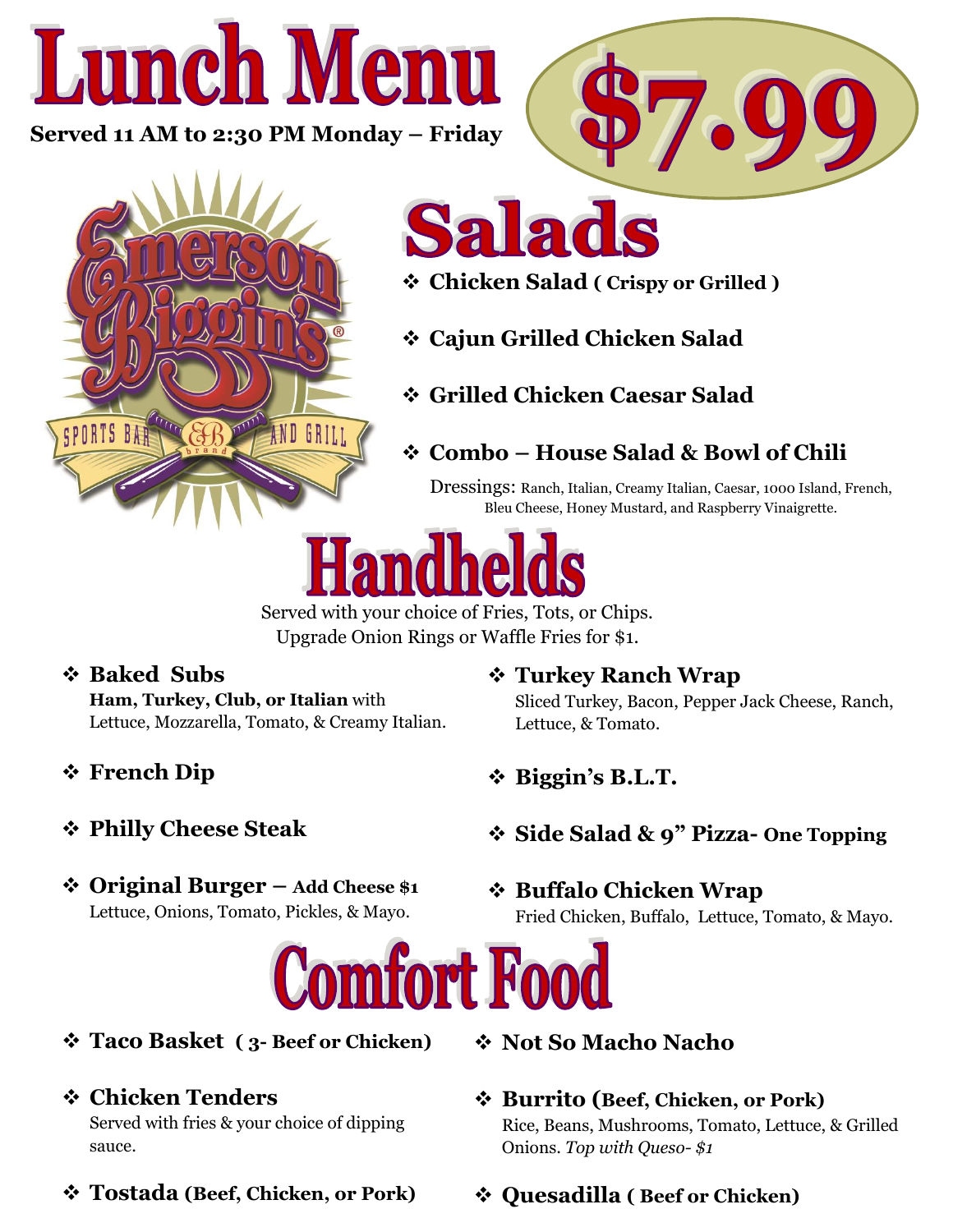# Lunch Menu

**Served 11 AM to 2:30 PM Monday – Friday**

**$7.99**

Emerson Biggin's® SPORTS BAR AND GRILL

## Salads

- **Chicken Salad ( Crispy or Grilled )**
- **Cajun Grilled Chicken Salad**
- **Grilled Chicken Caesar Salad**
- **Combo – House Salad & Bowl of Chili**

Dressings: Ranch, Italian, Creamy Italian, Caesar, 1000 Island, French, Bleu Cheese, Honey Mustard, and Raspberry Vinaigrette.

## Handhelds

Served with your choice of Fries, Tots, or Chips.
Upgrade Onion Rings or Waffle Fries for $1.

- **Baked Subs**
  **Ham, Turkey, Club, or Italian** with Lettuce, Mozzarella, Tomato, & Creamy Italian.
- **French Dip**
- **Philly Cheese Steak**
- **Original Burger – Add Cheese $1**
  Lettuce, Onions, Tomato, Pickles, & Mayo.
- **Turkey Ranch Wrap**
  Sliced Turkey, Bacon, Pepper Jack Cheese, Ranch, Lettuce, & Tomato.
- **Biggin's B.L.T.**
- **Side Salad & 9" Pizza- One Topping**
- **Buffalo Chicken Wrap**
  Fried Chicken, Buffalo, Lettuce, Tomato, & Mayo.

## Comfort Food

- **Taco Basket ( 3- Beef or Chicken)**
- **Chicken Tenders**
  Served with fries & your choice of dipping sauce.
- **Tostada (Beef, Chicken, or Pork)**
- **Not So Macho Nacho**
- **Burrito (Beef, Chicken, or Pork)**
  Rice, Beans, Mushrooms, Tomato, Lettuce, & Grilled Onions. *Top with Queso- $1*
- **Quesadilla ( Beef or Chicken)**